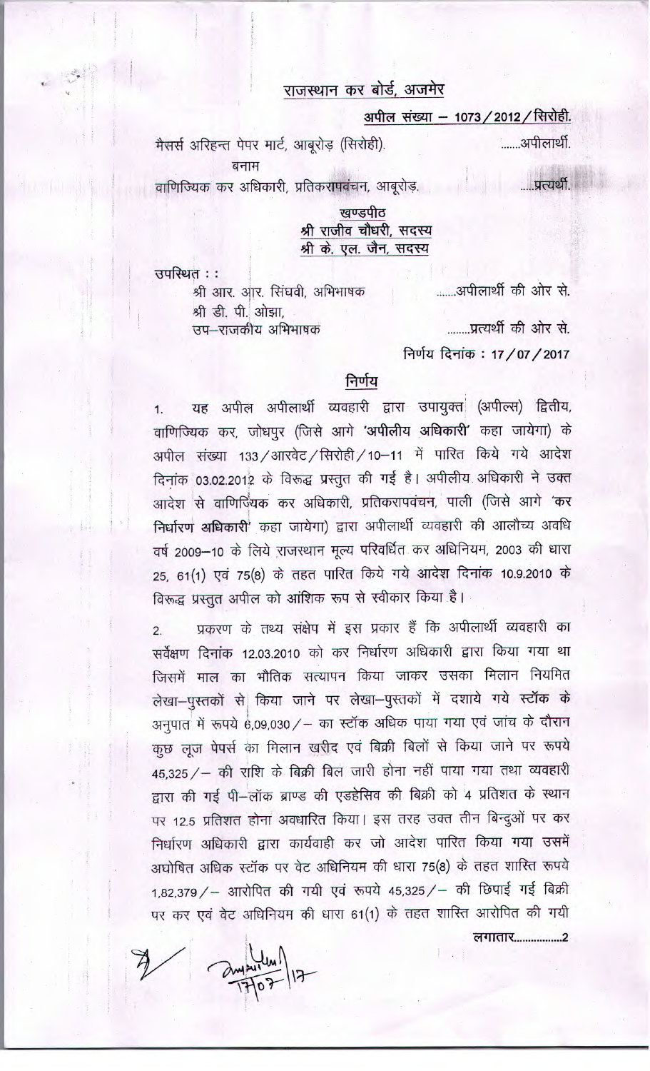## राजस्थान कर बोर्ड, अजमेर

**अपील संख्या – 1073/2012/सिरोही.**

मैसर्स अरिहन्त पेपर मार्ट, आबूरोड़ (सिरोही). .......अपीलार्थी.

बनाम

वाणिज्यिक कर अधिकारी, प्रतिकरापवंचन, आबूरोड़. .....प्रत्यर्थी.

**खण्डपीठ**

**श्री राजीव चौधरी, सदस्य**

**श्री के. एल. जैन, सदस्य**

उपस्थित : :

श्री आर. आर. सिंघवी, अभिभाषक .......अपीलार्थी की ओर से.

श्री डी. पी. ओझा,
उप–राजकीय अभिभाषक ........प्रत्यर्थी की ओर से.

निर्णय दिनांक : 17/07/2017

## निर्णय

1. यह अपील अपीलार्थी व्यवहारी द्वारा उपायुक्त (अपील्स) द्वितीय, वाणिज्यिक कर, जोधपुर (जिसे आगे **'अपीलीय अधिकारी'** कहा जायेगा) के अपील संख्या 133/आरवेट/सिरोही/10–11 में पारित किये गये आदेश दिनांक 03.02.2012 के विरूद्ध प्रस्तुत की गई है। अपीलीय अधिकारी ने उक्त आदेश से वाणिज्यिक कर अधिकारी, प्रतिकरापवंचन, पाली (जिसे आगे **'कर निर्धारण अधिकारी'** कहा जायेगा) द्वारा अपीलार्थी व्यवहारी की आलौच्य अवधि वर्ष 2009–10 के लिये राजस्थान मूल्य परिवर्धित कर अधिनियम, 2003 की धारा 25, 61(1) एवं 75(8) के तहत पारित किये गये आदेश दिनांक 10.9.2010 के विरूद्ध प्रस्तुत अपील को आंशिक रूप से स्वीकार किया है।

2. प्रकरण के तथ्य संक्षेप में इस प्रकार हैं कि अपीलार्थी व्यवहारी का सर्वेक्षण दिनांक 12.03.2010 को कर निर्धारण अधिकारी द्वारा किया गया था जिसमें माल का भौतिक सत्यापन किया जाकर उसका मिलान नियमित लेखा–पुस्तकों से किया जाने पर लेखा–पुस्तकों में दशाये गये स्टॉक के अनुपात में रूपये 6,09,030/– का स्टॉक अधिक पाया गया एवं जांच के दौरान कुछ लूज पेपर्स का मिलान खरीद एवं बिक्री बिलों से किया जाने पर रूपये 45,325/– की राशि के बिक्री बिल जारी होना नहीं पाया गया तथा व्यवहारी द्वारा की गई पी–लॉक ब्राण्ड की एडहेसिव की बिक्री को 4 प्रतिशत के स्थान पर 12.5 प्रतिशत होना अवधारित किया। इस तरह उक्त तीन बिन्दुओं पर कर निर्धारण अधिकारी द्वारा कार्यवाही कर जो आदेश पारित किया गया उसमें अघोषित अधिक स्टॉक पर वेट अधिनियम की धारा 75(8) के तहत शास्ति रूपये 1,82,379/– आरोपित की गयी एवं रूपये 45,325/– की छिपाई गई बिक्री पर कर एवं वेट अधिनियम की धारा 61(1) के तहत शास्ति आरोपित की गयी

लगातार.................2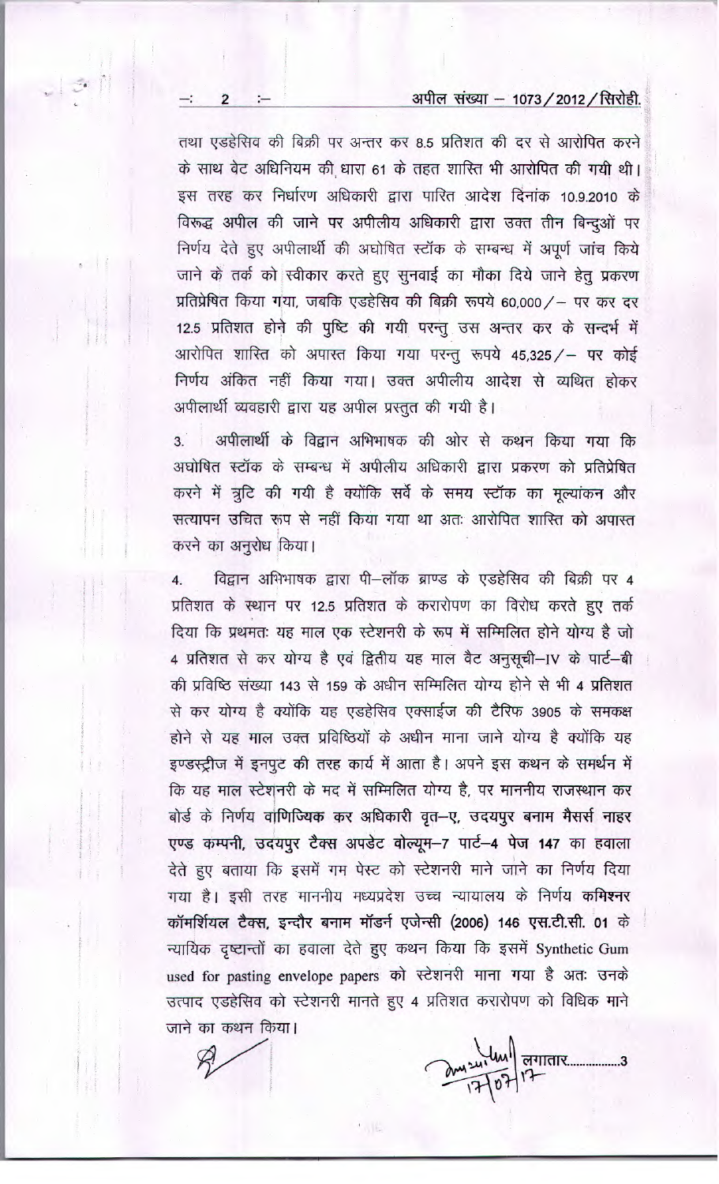तथा एडहेसिव की बिक्री पर अन्तर कर 8.5 प्रतिशत की दर से आरोपित करने के साथ वेट अधिनियम की धारा 61 के तहत शास्ति भी आरोपित की गयी थी। इस तरह कर निर्धारण अधिकारी द्वारा पारित आदेश दिनांक 10.9.2010 के विरूद्ध अपील की जाने पर अपीलीय अधिकारी द्वारा उक्त तीन बिन्दुओं पर निर्णय देते हुए अपीलार्थी की अघोषित स्टॉक के सम्बन्ध में अपूर्ण जांच किये जाने के तर्क को स्वीकार करते हुए सुनवाई का मौका दिये जाने हेतु प्रकरण प्रतिप्रेषित किया गया, जबकि एडहेसिव की बिक्री रूपये 60,000/– पर कर दर 12.5 प्रतिशत होने की पुष्टि की गयी परन्तु उस अन्तर कर के सन्दर्भ में आरोपित शास्ति को अपास्त किया गया परन्तु रूपये 45,325/– पर कोई निर्णय अंकित नहीं किया गया। उक्त अपीलीय आदेश से व्यथित होकर अपीलार्थी व्यवहारी द्वारा यह अपील प्रस्तुत की गयी है।

3. अपीलार्थी के विद्वान अभिभाषक की ओर से कथन किया गया कि अघोषित स्टॉक के सम्बन्ध में अपीलीय अधिकारी द्वारा प्रकरण को प्रतिप्रेषित करने में त्रुटि की गयी है क्योंकि सर्वे के समय स्टॉक का मूल्यांकन और सत्यापन उचित रूप से नहीं किया गया था अतः आरोपित शास्ति को अपास्त करने का अनुरोध किया।

4. विद्वान अभिभाषक द्वारा पी–लॉक ब्राण्ड के एडहेसिव की बिक्री पर 4 प्रतिशत के स्थान पर 12.5 प्रतिशत के करारोपण का विरोध करते हुए तर्क दिया कि प्रथमतः यह माल एक स्टेशनरी के रूप में सम्मिलित होने योग्य है जो 4 प्रतिशत से कर योग्य है एवं द्वितीय यह माल वैट अनुसूची–IV के पार्ट–बी की प्रविष्टि संख्या 143 से 159 के अधीन सम्मिलित योग्य होने से भी 4 प्रतिशत से कर योग्य है क्योंकि यह एडहेसिव एक्साईज की टैरिफ 3905 के समकक्ष होने से यह माल उक्त प्रविष्टियों के अधीन माना जाने योग्य है क्योंकि यह इण्डस्ट्रीज में इनपुट की तरह कार्य में आता है। अपने इस कथन के समर्थन में कि यह माल स्टेशनरी के मद में सम्मिलित योग्य है, पर माननीय राजस्थान कर बोर्ड के निर्णय **वाणिज्यिक कर अधिकारी वृत–ए, उदयपुर बनाम मैसर्स नाहर एण्ड कम्पनी, उदयपुर टैक्स अपडेट वोल्यूम–7 पार्ट–4 पेज 147** का हवाला देते हुए बताया कि इसमें गम पेस्ट को स्टेशनरी माने जाने का निर्णय दिया गया है। इसी तरह माननीय मध्यप्रदेश उच्च न्यायालय के निर्णय **कमिश्नर कॉमर्शियल टैक्स, इन्दौर बनाम मॉडर्न एजेन्सी (2006) 146 एस.टी.सी. 01** के न्यायिक दृष्टान्तों का हवाला देते हुए कथन किया कि इसमें Synthetic Gum used for pasting envelope papers को स्टेशनरी माना गया है अतः उनके उत्पाद एडहेसिव को स्टेशनरी मानते हुए 4 प्रतिशत करारोपण को विधिक माने जाने का कथन किया।

लगातार.................3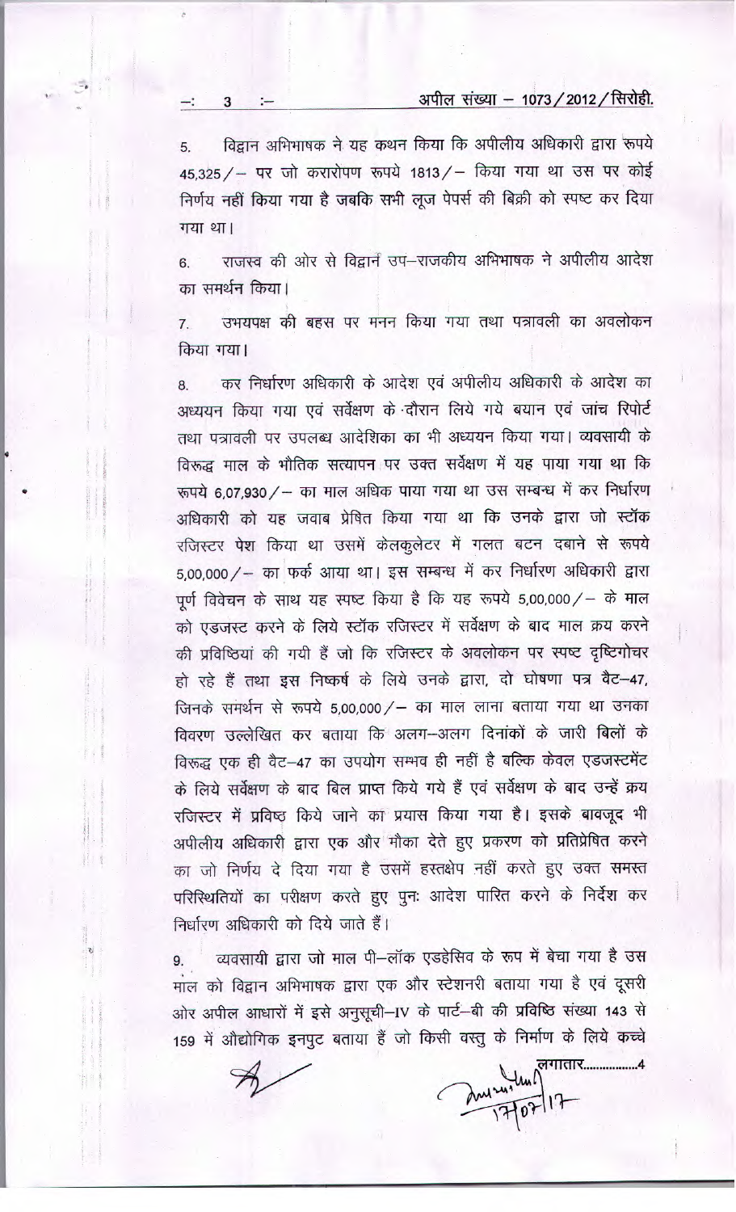5. विद्वान अभिभाषक ने यह कथन किया कि अपीलीय अधिकारी द्वारा रूपये 45,325/– पर जो करारोपण रूपये 1813/– किया गया था उस पर कोई निर्णय नहीं किया गया है जबकि सभी लूज पेपर्स की बिक्री को स्पष्ट कर दिया गया था।

6. राजस्व की ओर से विद्वान उप–राजकीय अभिभाषक ने अपीलीय आदेश का समर्थन किया।

7. उभयपक्ष की बहस पर मनन किया गया तथा पत्रावली का अवलोकन किया गया।

8. कर निर्धारण अधिकारी के आदेश एवं अपीलीय अधिकारी के आदेश का अध्ययन किया गया एवं सर्वेक्षण के दौरान लिये गये बयान एवं जांच रिपोर्ट तथा पत्रावली पर उपलब्ध आदेशिका का भी अध्ययन किया गया। व्यवसायी के विरूद्ध माल के भौतिक सत्यापन पर उक्त सर्वेक्षण में यह पाया गया था कि रूपये 6,07,930/– का माल अधिक पाया गया था उस सम्बन्ध में कर निर्धारण अधिकारी को यह जवाब प्रेषित किया गया था कि उनके द्वारा जो स्टॉक रजिस्टर पेश किया था उसमें केलकुलेटर में गलत बटन दबाने से रूपये 5,00,000/– का फर्क आया था। इस सम्बन्ध में कर निर्धारण अधिकारी द्वारा पूर्ण विवेचन के साथ यह स्पष्ट किया है कि यह रूपये 5,00,000/– के माल को एडजस्ट करने के लिये स्टॉक रजिस्टर में सर्वेक्षण के बाद माल क्रय करने की प्रविष्टियां की गयी हैं जो कि रजिस्टर के अवलोकन पर स्पष्ट दृष्टिगोचर हो रहे हैं तथा इस निष्कर्ष के लिये उनके द्वारा, दो घोषणा पत्र वैट–47, जिनके समर्थन से रूपये 5,00,000/– का माल लाना बताया गया था उनका विवरण उल्लेखित कर बताया कि अलग–अलग दिनांकों के जारी बिलों के विरूद्ध एक ही वैट–47 का उपयोग सम्भव ही नहीं है बल्कि केवल एडजस्टमेंट के लिये सर्वेक्षण के बाद बिल प्राप्त किये गये हैं एवं सर्वेक्षण के बाद उन्हें क्रय रजिस्टर में प्रविष्ठ किये जाने का प्रयास किया गया है। इसके बावजूद भी अपीलीय अधिकारी द्वारा एक और मौका देते हुए प्रकरण को प्रतिप्रेषित करने का जो निर्णय दे दिया गया है उसमें हस्तक्षेप नहीं करते हुए उक्त समस्त परिस्थितियों का परीक्षण करते हुए पुनः आदेश पारित करने के निर्देश कर निर्धारण अधिकारी को दिये जाते हैं।

9. व्यवसायी द्वारा जो माल पी–लॉक एडहेसिव के रूप में बेचा गया है उस माल को विद्वान अभिभाषक द्वारा एक और स्टेशनरी बताया गया है एवं दूसरी ओर अपील आधारों में इसे अनुसूची–IV के पार्ट–बी की प्रविष्ठि संख्या 143 से 159 में औद्योगिक इनपुट बताया हैं जो किसी वस्तु के निर्माण के लिये कच्चे

लगातार.................4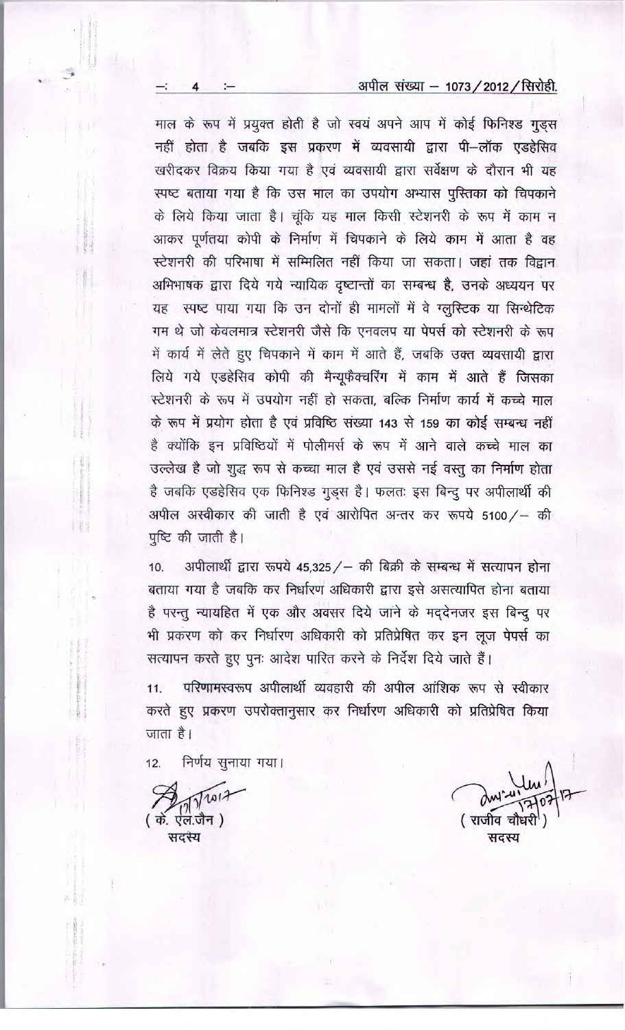माल के रूप में प्रयुक्त होती है जो स्वयं अपने आप में कोई फिनिश्ड गुड्स नहीं होता है जबकि इस प्रकरण में व्यवसायी द्वारा पी–लॉक एडहेसिव खरीदकर विक्रय किया गया है एवं व्यवसायी द्वारा सर्वेक्षण के दौरान भी यह स्पष्ट बताया गया है कि उस माल का उपयोग अभ्यास पुस्तिका को चिपकाने के लिये किया जाता है। चूंकि यह माल किसी स्टेशनरी के रूप में काम न आकर पूर्णतया कोपी के निर्माण में चिपकाने के लिये काम में आता है वह स्टेशनरी की परिभाषा में सम्मिलित नहीं किया जा सकता। जहां तक विद्वान अभिभाषक द्वारा दिये गये न्यायिक दृष्टान्तों का सम्बन्ध है, उनके अध्ययन पर यह स्पष्ट पाया गया कि उन दोनों ही मामलों में वे ग्लुस्टिक या सिन्थेटिक गम थे जो केवलमात्र स्टेशनरी जैसे कि एनवलप या पेपर्स को स्टेशनरी के रूप में कार्य में लेते हुए चिपकाने में काम में आते हैं, जबकि उक्त व्यवसायी द्वारा लिये गये एडहेसिव कोपी की मैन्यूफैक्चरिंग में काम में आते हैं जिसका स्टेशनरी के रूप में उपयोग नहीं हो सकता, बल्कि निर्माण कार्य में कच्चे माल के रूप में प्रयोग होता है एवं प्रविष्ठि संख्या 143 से 159 का कोई सम्बन्ध नहीं है क्योंकि इन प्रविष्ठियों में पोलीमर्स के रूप में आने वाले कच्चे माल का उल्लेख है जो शुद्ध रूप से कच्चा माल है एवं उससे नई वस्तु का निर्माण होता है जबकि एडहेसिव एक फिनिश्ड गुड्स है। फलतः इस बिन्दु पर अपीलार्थी की अपील अस्वीकार की जाती है एवं आरोपित अन्तर कर रूपये 5100/– की पुष्टि की जाती है।

10. अपीलार्थी द्वारा रूपये 45,325/– की बिक्री के सम्बन्ध में सत्यापन होना बताया गया है जबकि कर निर्धारण अधिकारी द्वारा इसे असत्यापित होना बताया है परन्तु न्यायहित में एक और अवसर दिये जाने के मद्देनजर इस बिन्दु पर भी प्रकरण को कर निर्धारण अधिकारी को प्रतिप्रेषित कर इन लूज पेपर्स का सत्यापन करते हुए पुनः आदेश पारित करने के निर्देश दिये जाते हैं।

11. परिणामस्वरूप अपीलार्थी व्यवहारी की अपील आंशिक रूप से स्वीकार करते हुए प्रकरण उपरोक्तानुसार कर निर्धारण अधिकारी को प्रतिप्रेषित किया जाता है।

12. निर्णय सुनाया गया।

17/7/2017
( के. एल.जैन )
सदस्य

17/07/17
( राजीव चौधरी )
सदस्य